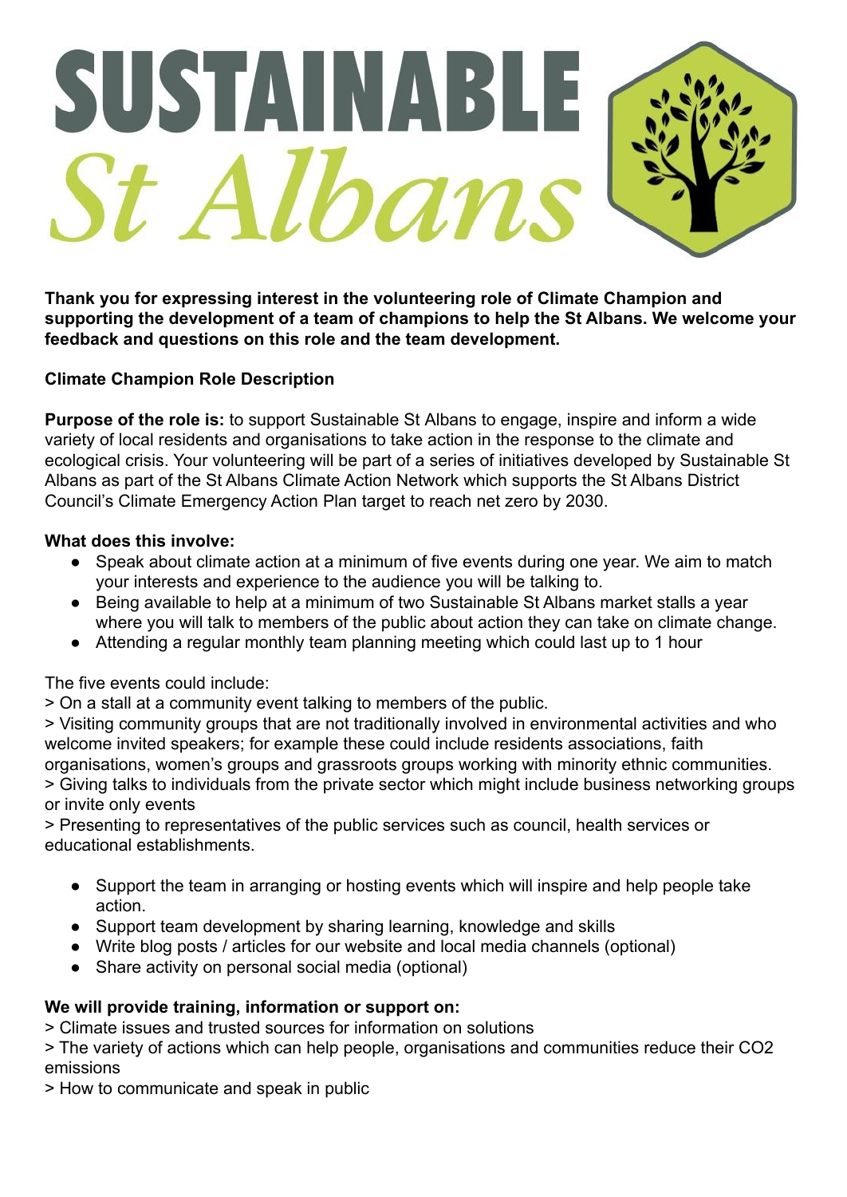# SUSTAINABLE *St Albans*

**Thank you for expressing interest in the volunteering role of Climate Champion and supporting the development of a team of champions to help the St Albans. We welcome your feedback and questions on this role and the team development.**

**Climate Champion Role Description**

**Purpose of the role is:** to support Sustainable St Albans to engage, inspire and inform a wide variety of local residents and organisations to take action in the response to the climate and ecological crisis. Your volunteering will be part of a series of initiatives developed by Sustainable St Albans as part of the St Albans Climate Action Network which supports the St Albans District Council's Climate Emergency Action Plan target to reach net zero by 2030.

**What does this involve:**

- Speak about climate action at a minimum of five events during one year. We aim to match your interests and experience to the audience you will be talking to.
- Being available to help at a minimum of two Sustainable St Albans market stalls a year where you will talk to members of the public about action they can take on climate change.
- Attending a regular monthly team planning meeting which could last up to 1 hour

The five events could include:

> On a stall at a community event talking to members of the public.

> Visiting community groups that are not traditionally involved in environmental activities and who welcome invited speakers; for example these could include residents associations, faith organisations, women's groups and grassroots groups working with minority ethnic communities.

> Giving talks to individuals from the private sector which might include business networking groups or invite only events

> Presenting to representatives of the public services such as council, health services or educational establishments.

- Support the team in arranging or hosting events which will inspire and help people take action.
- Support team development by sharing learning, knowledge and skills
- Write blog posts / articles for our website and local media channels (optional)
- Share activity on personal social media (optional)

**We will provide training, information or support on:**

> Climate issues and trusted sources for information on solutions

> The variety of actions which can help people, organisations and communities reduce their $CO_2$ emissions

> How to communicate and speak in public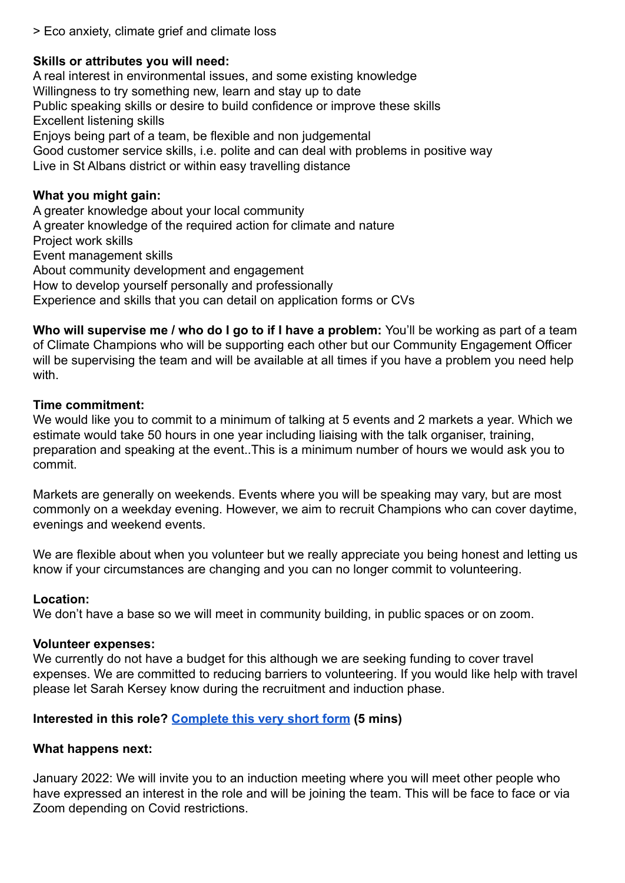> Eco anxiety, climate grief and climate loss

**Skills or attributes you will need:**
A real interest in environmental issues, and some existing knowledge
Willingness to try something new, learn and stay up to date
Public speaking skills or desire to build confidence or improve these skills
Excellent listening skills
Enjoys being part of a team, be flexible and non judgemental
Good customer service skills, i.e. polite and can deal with problems in positive way
Live in St Albans district or within easy travelling distance

**What you might gain:**
A greater knowledge about your local community
A greater knowledge of the required action for climate and nature
Project work skills
Event management skills
About community development and engagement
How to develop yourself personally and professionally
Experience and skills that you can detail on application forms or CVs

**Who will supervise me / who do I go to if I have a problem:** You'll be working as part of a team of Climate Champions who will be supporting each other but our Community Engagement Officer will be supervising the team and will be available at all times if you have a problem you need help with.

**Time commitment:**
We would like you to commit to a minimum of talking at 5 events and 2 markets a year. Which we estimate would take 50 hours in one year including liaising with the talk organiser, training, preparation and speaking at the event..This is a minimum number of hours we would ask you to commit.

Markets are generally on weekends. Events where you will be speaking may vary, but are most commonly on a weekday evening. However, we aim to recruit Champions who can cover daytime, evenings and weekend events.

We are flexible about when you volunteer but we really appreciate you being honest and letting us know if your circumstances are changing and you can no longer commit to volunteering.

**Location:**
We don't have a base so we will meet in community building, in public spaces or on zoom.

**Volunteer expenses:**
We currently do not have a budget for this although we are seeking funding to cover travel expenses. We are committed to reducing barriers to volunteering. If you would like help with travel please let Sarah Kersey know during the recruitment and induction phase.

**Interested in this role? Complete this very short form (5 mins)**

**What happens next:**

January 2022: We will invite you to an induction meeting where you will meet other people who have expressed an interest in the role and will be joining the team. This will be face to face or via Zoom depending on Covid restrictions.